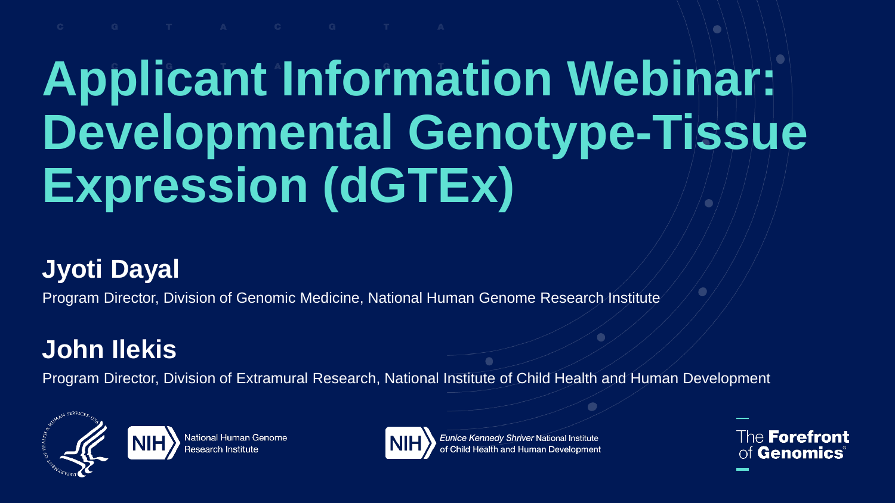# Applicant Information Webinar: Developmental Genotype-Tissue Expression (dGTEx)

## Jyoti Dayal

Program Director, Division of Genomic Medicine, National Human Genome Research Institute

## John Ilekis

Program Director, Division of Extramural Research, National Institute of Child Health and Human Development

NIH National Human Genome Research Institute

NIH *Eunice Kennedy Shriver* National Institute of Child Health and Human Development

The **Forefront** of **Genomics**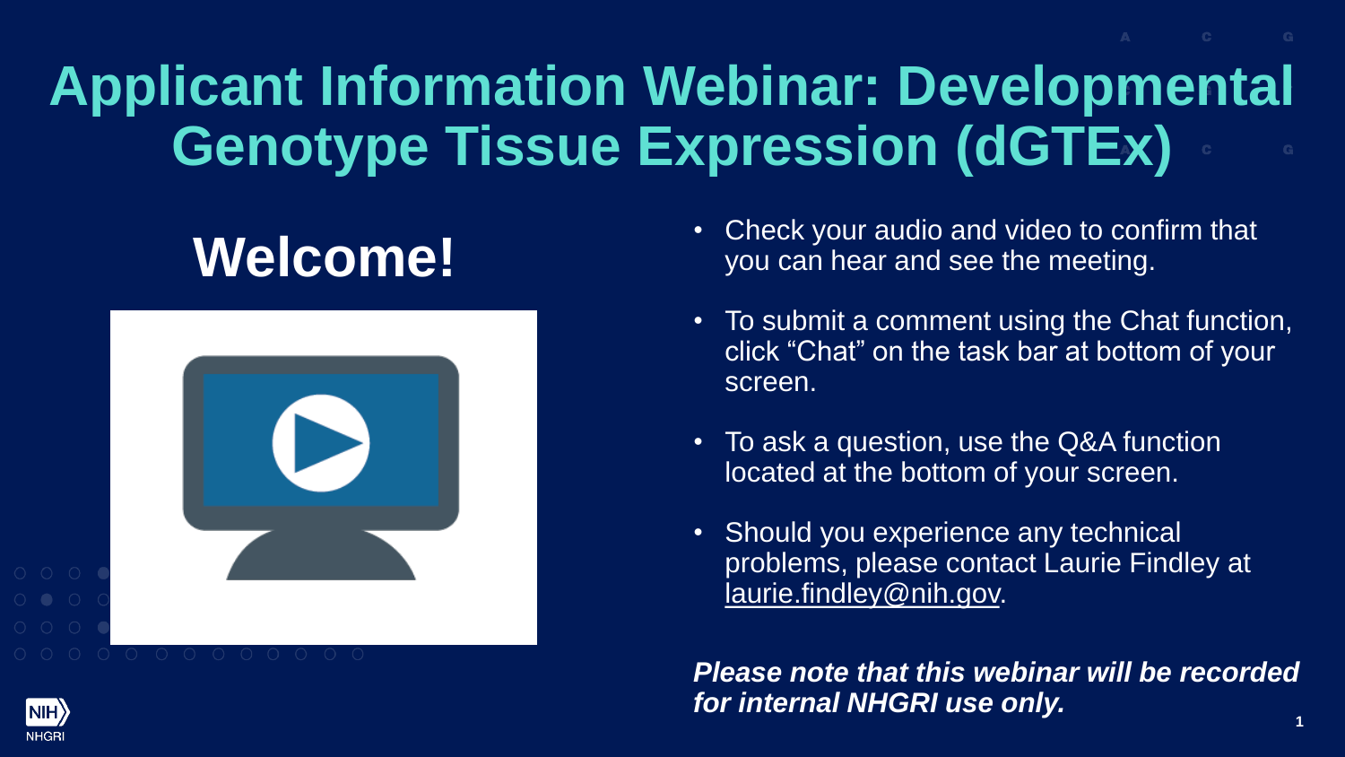# Applicant Information Webinar: Developmental Genotype Tissue Expression (dGTEx)

## Welcome!

- Check your audio and video to confirm that you can hear and see the meeting.
- To submit a comment using the Chat function, click "Chat" on the task bar at bottom of your screen.
- To ask a question, use the Q&A function located at the bottom of your screen.
- Should you experience any technical problems, please contact Laurie Findley at laurie.findley@nih.gov.

***Please note that this webinar will be recorded for internal NHGRI use only.***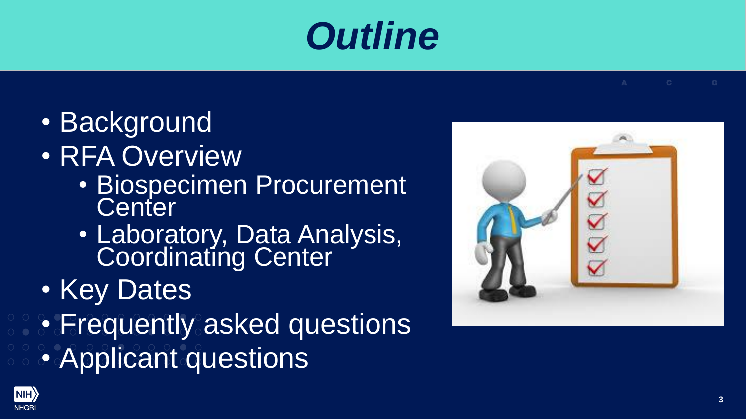# Outline

- Background
- RFA Overview
  - Biospecimen Procurement Center
  - Laboratory, Data Analysis, Coordinating Center
- Key Dates
- Frequently asked questions
- Applicant questions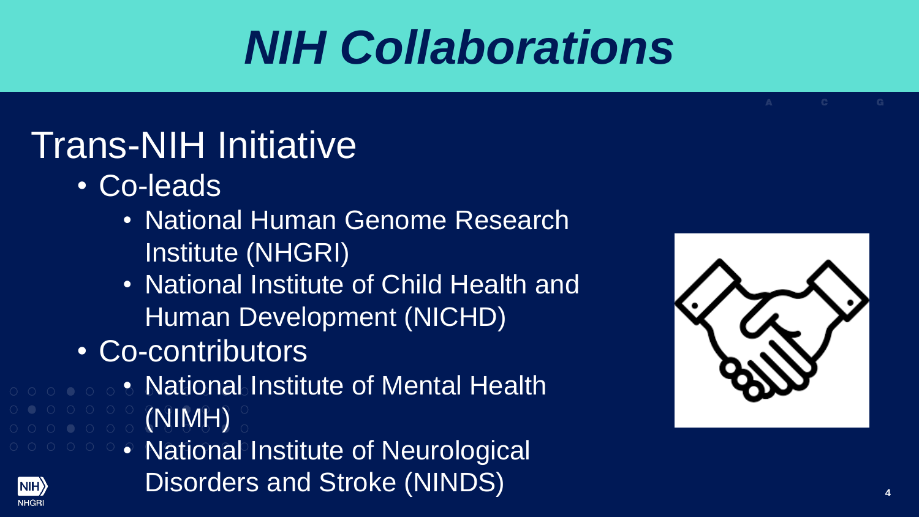# NIH Collaborations

## Trans-NIH Initiative

- Co-leads
  - National Human Genome Research Institute (NHGRI)
  - National Institute of Child Health and Human Development (NICHD)
- Co-contributors
  - National Institute of Mental Health (NIMH)
  - National Institute of Neurological Disorders and Stroke (NINDS)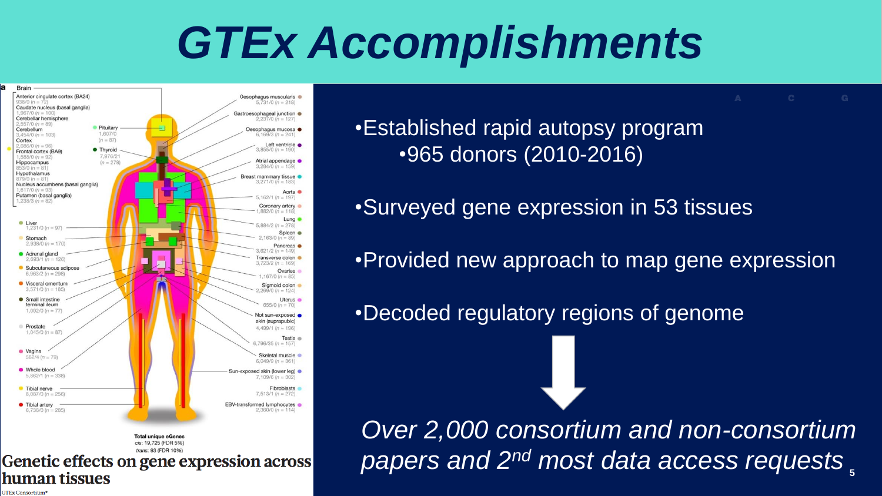# GTEx Accomplishments

a

Brain

- Anterior cingulate cortex (BA24) 938/0 (n = 72)
- Caudate nucleus (basal ganglia) 1,967/0 (n = 100)
- Cerebellar hemisphere 2,557/0 (n = 89)
- Cerebellum 3,454/0 (n = 103)
- Cortex 2,086/0 (n = 96)
- Frontal cortex (BA9) 1,588/0 (n = 92)
- Hippocampus 853/0 (n = 81)
- Hypothalamus 879/0 (n = 81)
- Nucleus accumbens (basal ganglia) 1,617/0 (n = 93)
- Putamen (basal ganglia) 1,238/3 (n = 82)

Pituitary 1,607/0 (n = 87)

Thyroid 7,976/21 (n = 278)

Liver 1,231/0 (n = 97)

Stomach 2,938/0 (n = 170)

Adrenal gland 2,693/1 (n = 126)

Subcutaneous adipose 6,963/2 (n = 298)

Visceral omentum 3,571/0 (n = 185)

Small intestine terminal ileum 1,002/0 (n = 77)

Prostate 1,045/0 (n = 87)

Vagina 582/4 (n = 79)

Whole blood 5,862/1 (n = 338)

Tibial nerve 8,087/0 (n = 256)

Tibial artery 6,736/0 (n = 285)

Oesophagus muscularis 5,731/0 (n = 218)

Gastroesophageal junction 2,237/0 (n = 127)

Oesophagus mucosa 6,169/3 (n = 241)

Left ventricle 3,855/0 (n = 190)

Atrial appendage 3,284/0 (n = 159)

Breast mammary tissue 3,271/0 (n = 183)

Aorta 5,162/1 (n = 197)

Coronary artery 1,882/0 (n = 118)

Lung 5,884/2 (n = 278)

Spleen 2,163/0 (n = 89)

Pancreas 3,621/2 (n = 149)

Transverse colon 3,723/2 (n = 169)

Ovaries 1,167/0 (n = 85)

Sigmoid colon 2,269/0 (n = 124)

Uterus 655/0 (n = 70)

Not sun-exposed skin (suprapubic) 4,499/1 (n = 196)

Testis 6,796/35 (n = 157)

Skeletal muscle 6,049/0 (n = 361)

Sun-exposed skin (lower leg) 7,109/6 (n = 302)

Fibroblasts 7,513/1 (n = 272)

EBV-transformed lymphocytes 2,360/0 (n = 114)

**Total unique eGenes**
*cis*: 19,725 (FDR 5%)
*trans*: 93 (FDR 10%)

**Genetic effects on gene expression across human tissues**

GTEx Consortium*

- Established rapid autopsy program
  - 965 donors (2010-2016)
- Surveyed gene expression in 53 tissues
- Provided new approach to map gene expression
- Decoded regulatory regions of genome

*Over 2,000 consortium and non-consortium papers and 2$^{nd}$ most data access requests*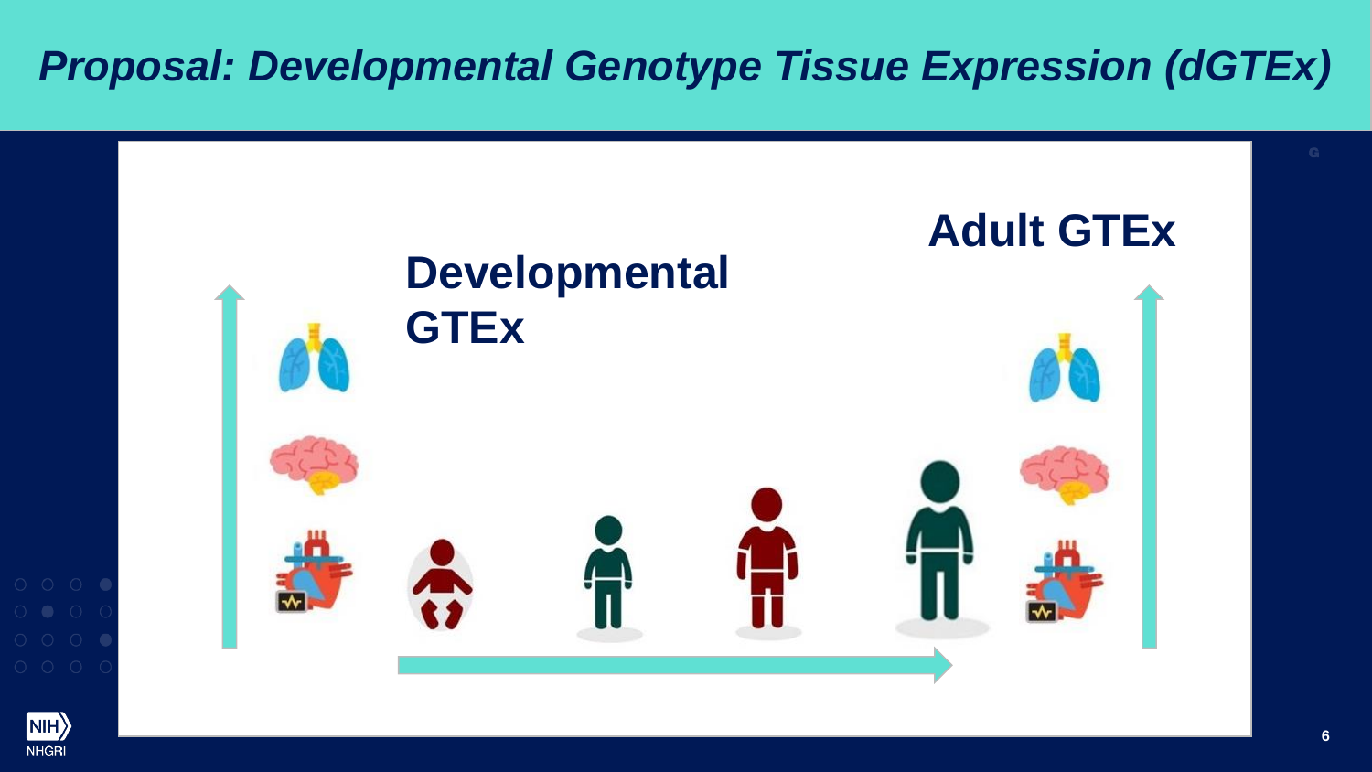# Proposal: Developmental Genotype Tissue Expression (dGTEx)

Developmental GTEx

Adult GTEx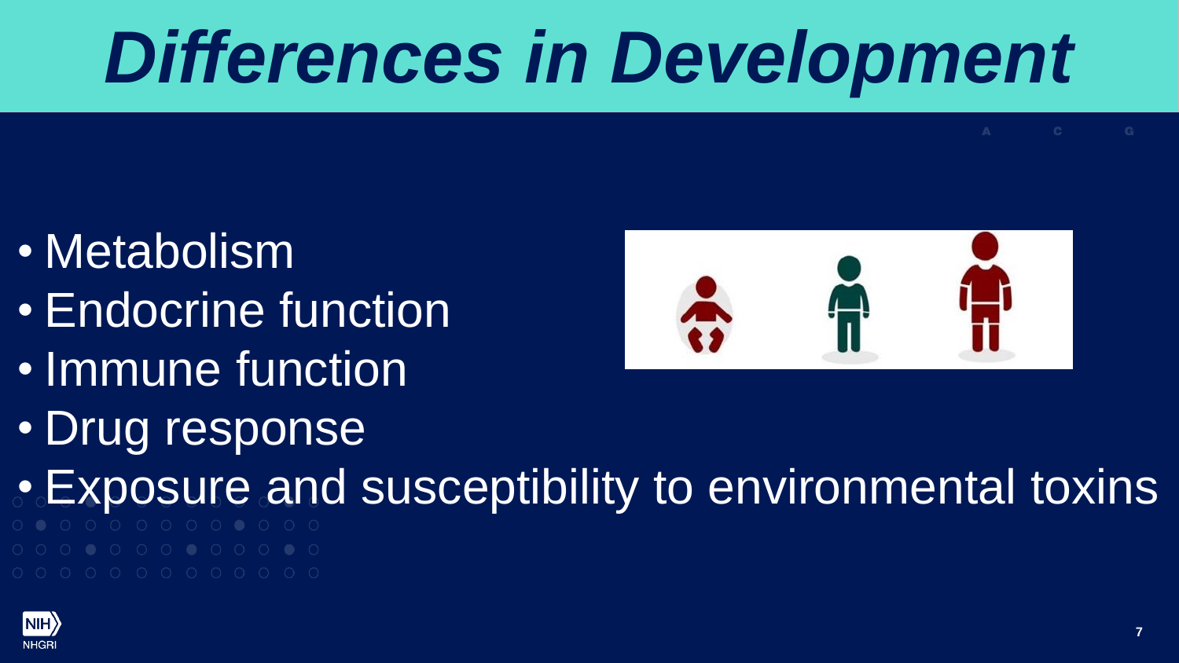# Differences in Development

- Metabolism
- Endocrine function
- Immune function
- Drug response
- Exposure and susceptibility to environmental toxins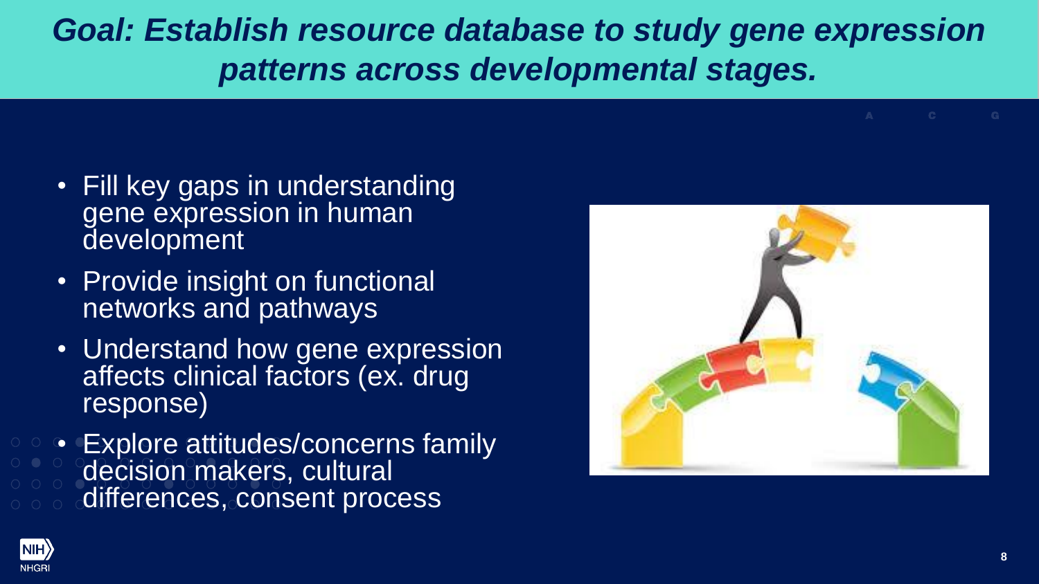# *Goal: Establish resource database to study gene expression patterns across developmental stages.*

- Fill key gaps in understanding gene expression in human development
- Provide insight on functional networks and pathways
- Understand how gene expression affects clinical factors (ex. drug response)
- Explore attitudes/concerns family decision makers, cultural differences, consent process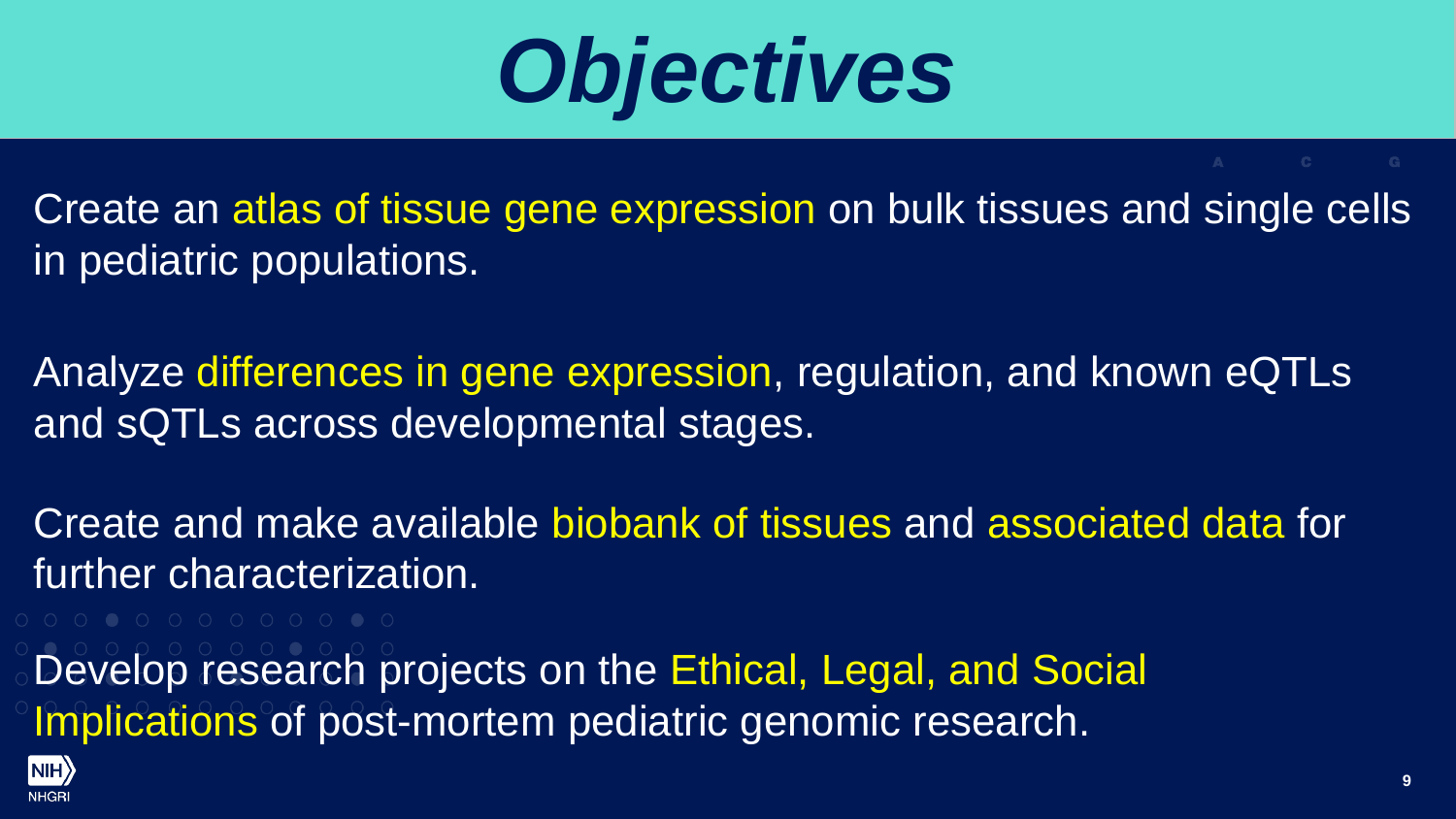# *Objectives*

Create an atlas of tissue gene expression on bulk tissues and single cells in pediatric populations.

Analyze differences in gene expression, regulation, and known eQTLs and sQTLs across developmental stages.

Create and make available biobank of tissues and associated data for further characterization.

Develop research projects on the Ethical, Legal, and Social Implications of post-mortem pediatric genomic research.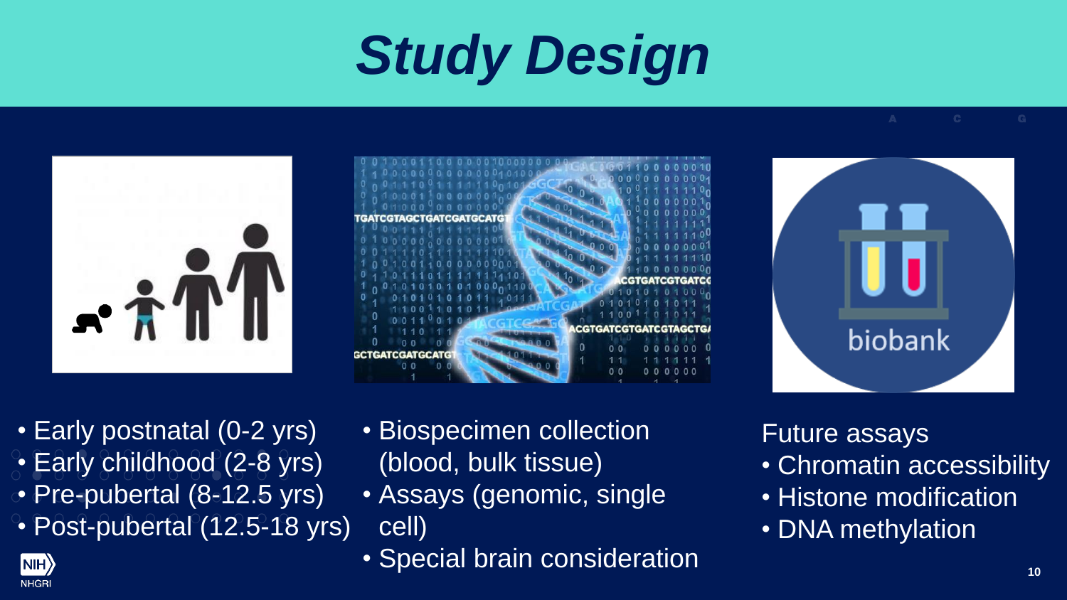# Study Design

- Early postnatal (0-2 yrs)
- Early childhood (2-8 yrs)
- Pre-pubertal (8-12.5 yrs)
- Post-pubertal (12.5-18 yrs)

- Biospecimen collection (blood, bulk tissue)
- Assays (genomic, single cell)
- Special brain consideration

Future assays

- Chromatin accessibility
- Histone modification
- DNA methylation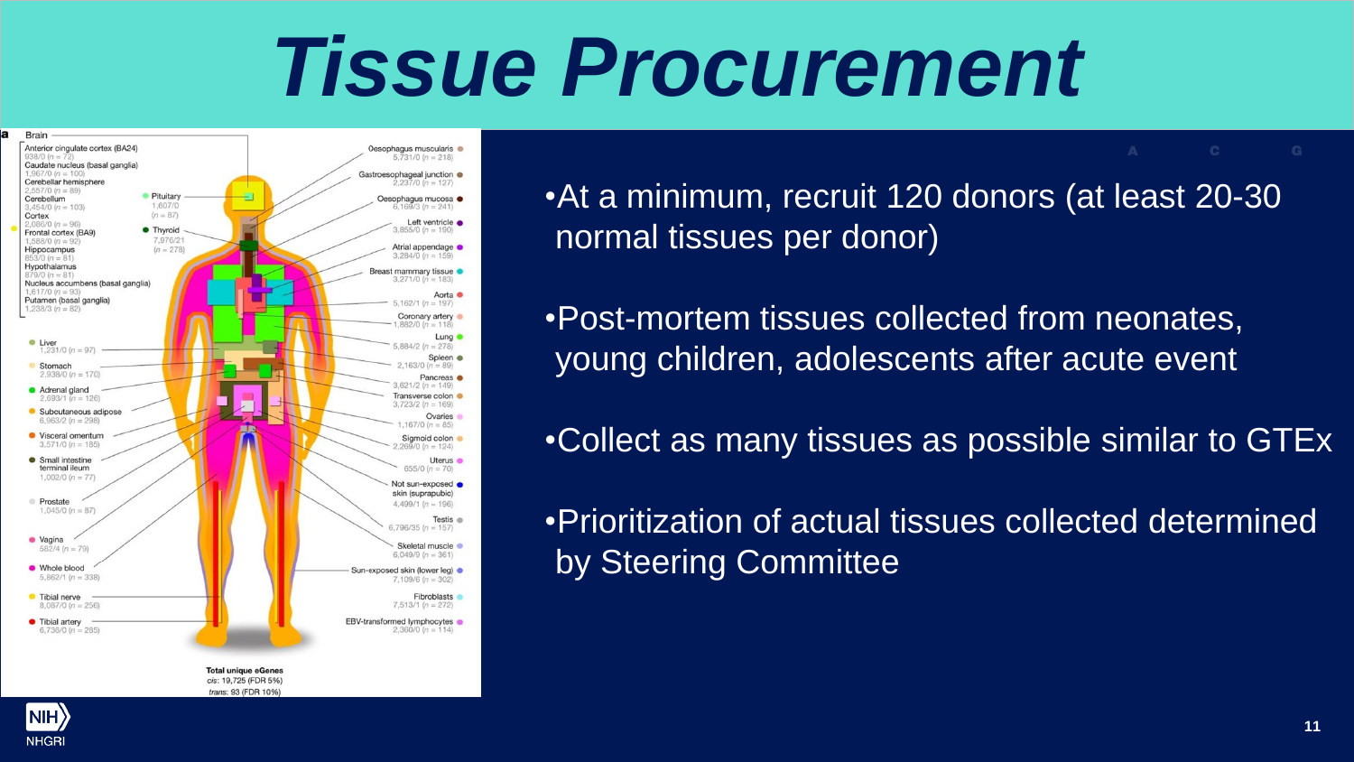# Tissue Procurement

- At a minimum, recruit 120 donors (at least 20-30 normal tissues per donor)
- Post-mortem tissues collected from neonates, young children, adolescents after acute event
- Collect as many tissues as possible similar to GTEx
- Prioritization of actual tissues collected determined by Steering Committee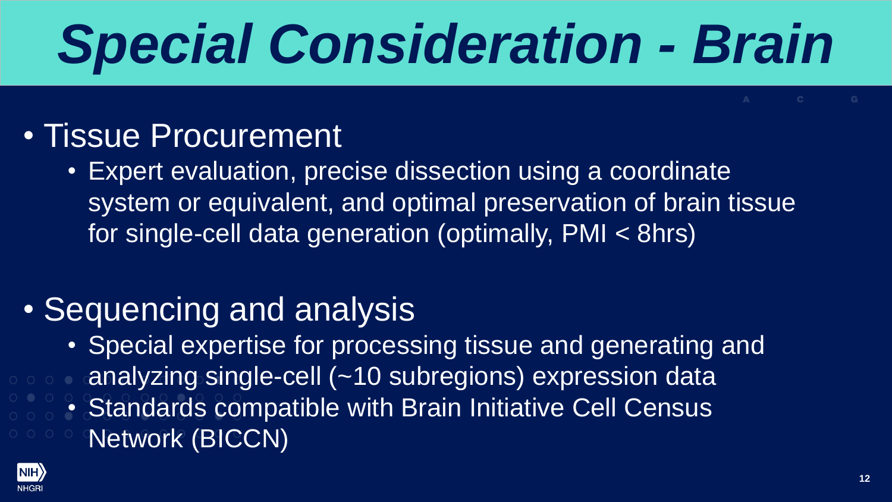# Special Consideration - Brain

- Tissue Procurement
  - Expert evaluation, precise dissection using a coordinate system or equivalent, and optimal preservation of brain tissue for single-cell data generation (optimally, PMI < 8hrs)

- Sequencing and analysis
  - Special expertise for processing tissue and generating and analyzing single-cell (~10 subregions) expression data
  - Standards compatible with Brain Initiative Cell Census Network (BICCN)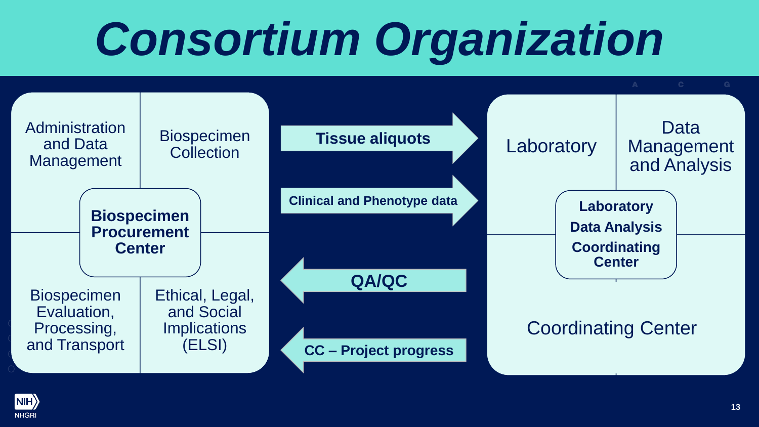# Consortium Organization

**Biospecimen Procurement Center**

- Administration and Data Management
- Biospecimen Collection
- Biospecimen Evaluation, Processing, and Transport
- Ethical, Legal, and Social Implications (ELSI)

**Tissue aliquots** →

**Clinical and Phenotype data** →

← **QA/QC**

← **CC – Project progress**

**Laboratory Data Analysis Coordinating Center**

- Laboratory
- Data Management and Analysis
- Coordinating Center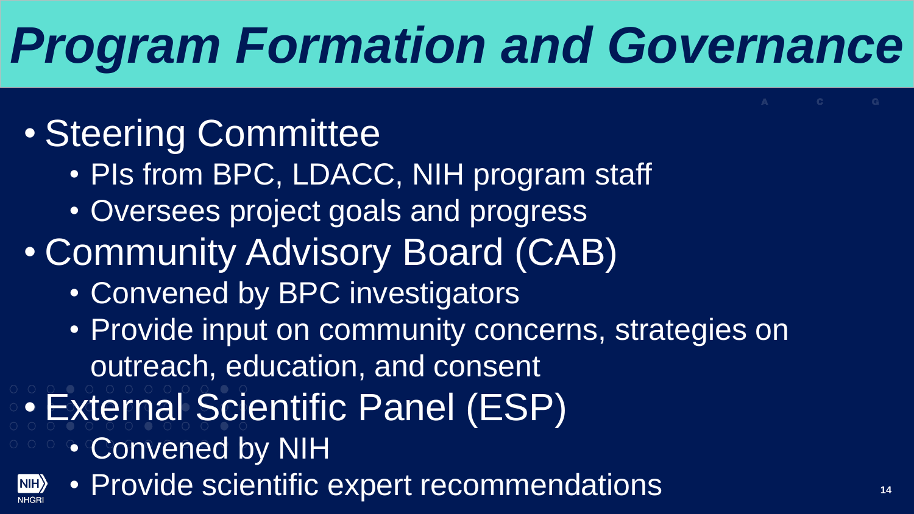# Program Formation and Governance

- Steering Committee
  - PIs from BPC, LDACC, NIH program staff
  - Oversees project goals and progress
- Community Advisory Board (CAB)
  - Convened by BPC investigators
  - Provide input on community concerns, strategies on outreach, education, and consent
- External Scientific Panel (ESP)
  - Convened by NIH
  - Provide scientific expert recommendations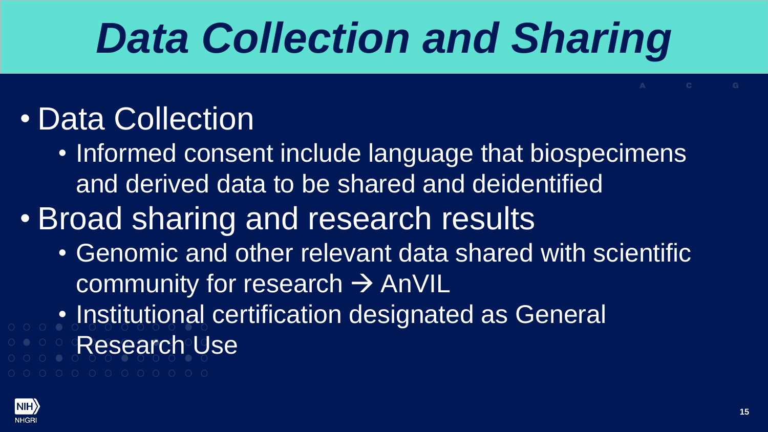# *Data Collection and Sharing*

- Data Collection
  - Informed consent include language that biospecimens and derived data to be shared and deidentified
- Broad sharing and research results
  - Genomic and other relevant data shared with scientific community for research → AnVIL
  - Institutional certification designated as General Research Use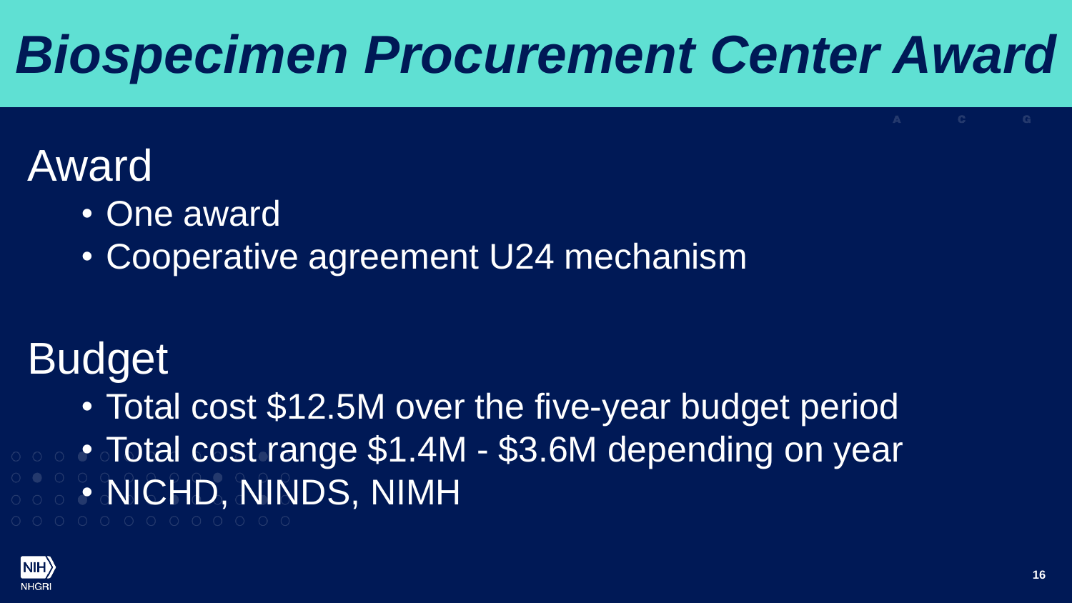# Biospecimen Procurement Center Award

## Award

- One award
- Cooperative agreement U24 mechanism

## Budget

- Total cost $12.5M over the five-year budget period
- Total cost range $1.4M - $3.6M depending on year
- NICHD, NINDS, NIMH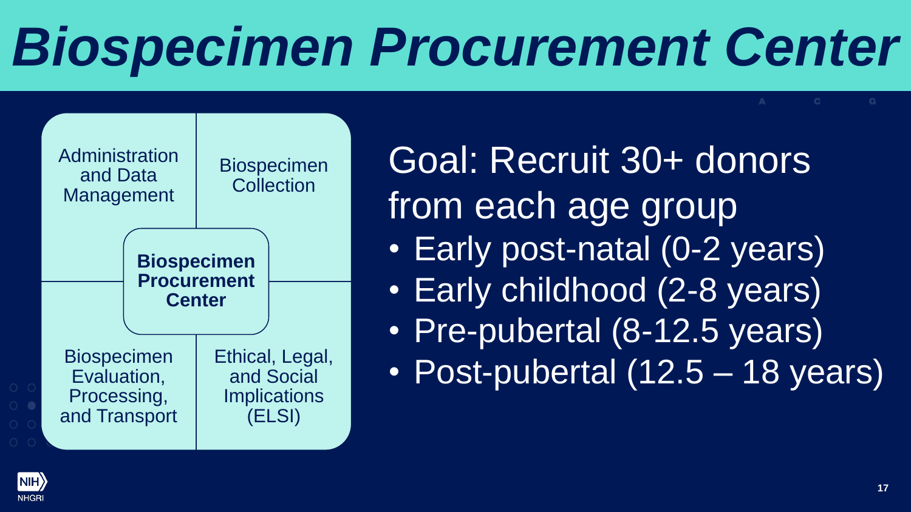# Biospecimen Procurement Center

- Administration and Data Management
- Biospecimen Collection
- **Biospecimen Procurement Center**
- Biospecimen Evaluation, Processing, and Transport
- Ethical, Legal, and Social Implications (ELSI)

Goal: Recruit 30+ donors from each age group

- Early post-natal (0-2 years)
- Early childhood (2-8 years)
- Pre-pubertal (8-12.5 years)
- Post-pubertal (12.5 – 18 years)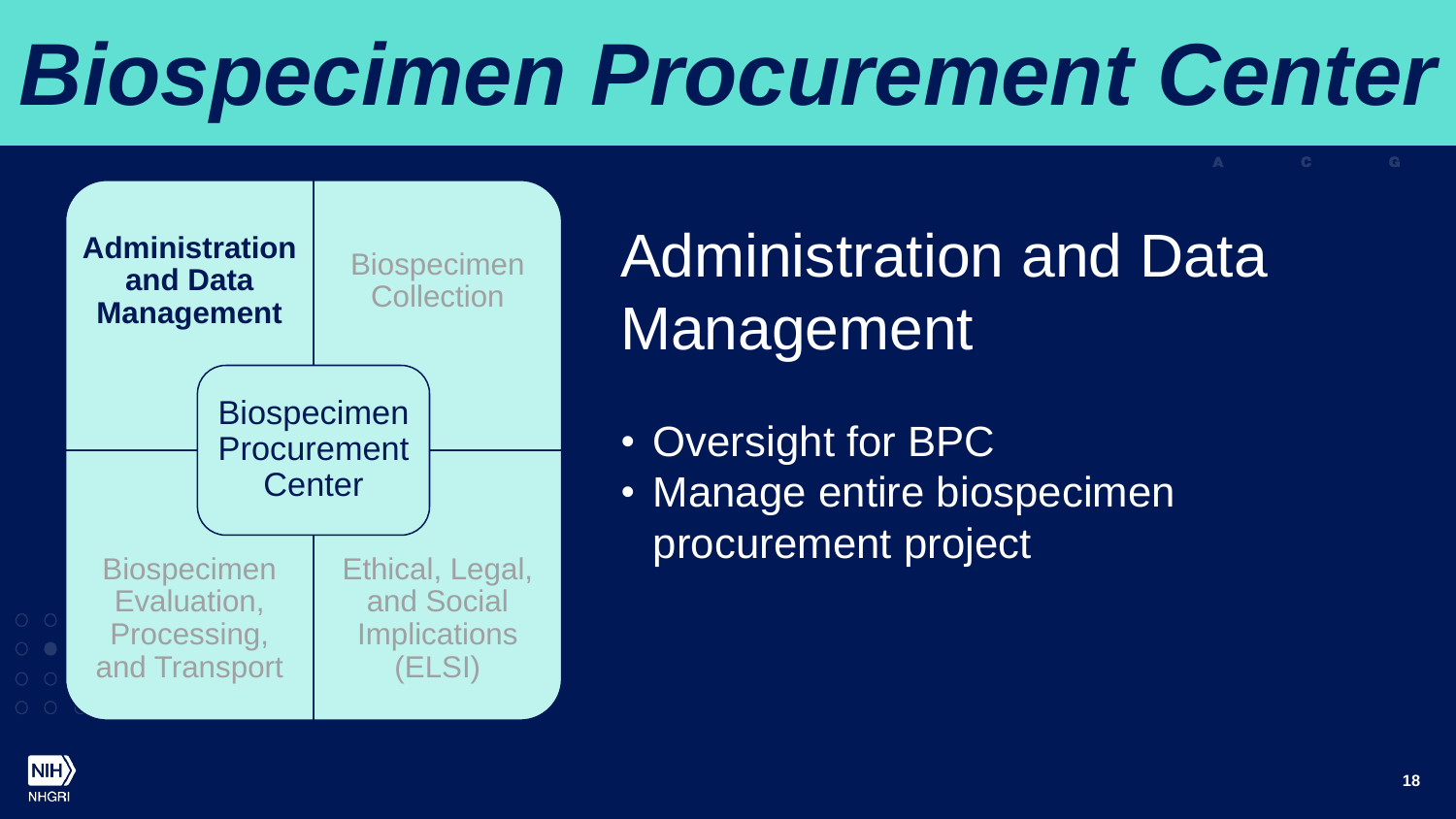# Biospecimen Procurement Center

| **Administration and Data Management** | Biospecimen Collection |
|---|---|
| Biospecimen Evaluation, Processing, and Transport | Ethical, Legal, and Social Implications (ELSI) |

Biospecimen Procurement Center

## Administration and Data Management

- Oversight for BPC
- Manage entire biospecimen procurement project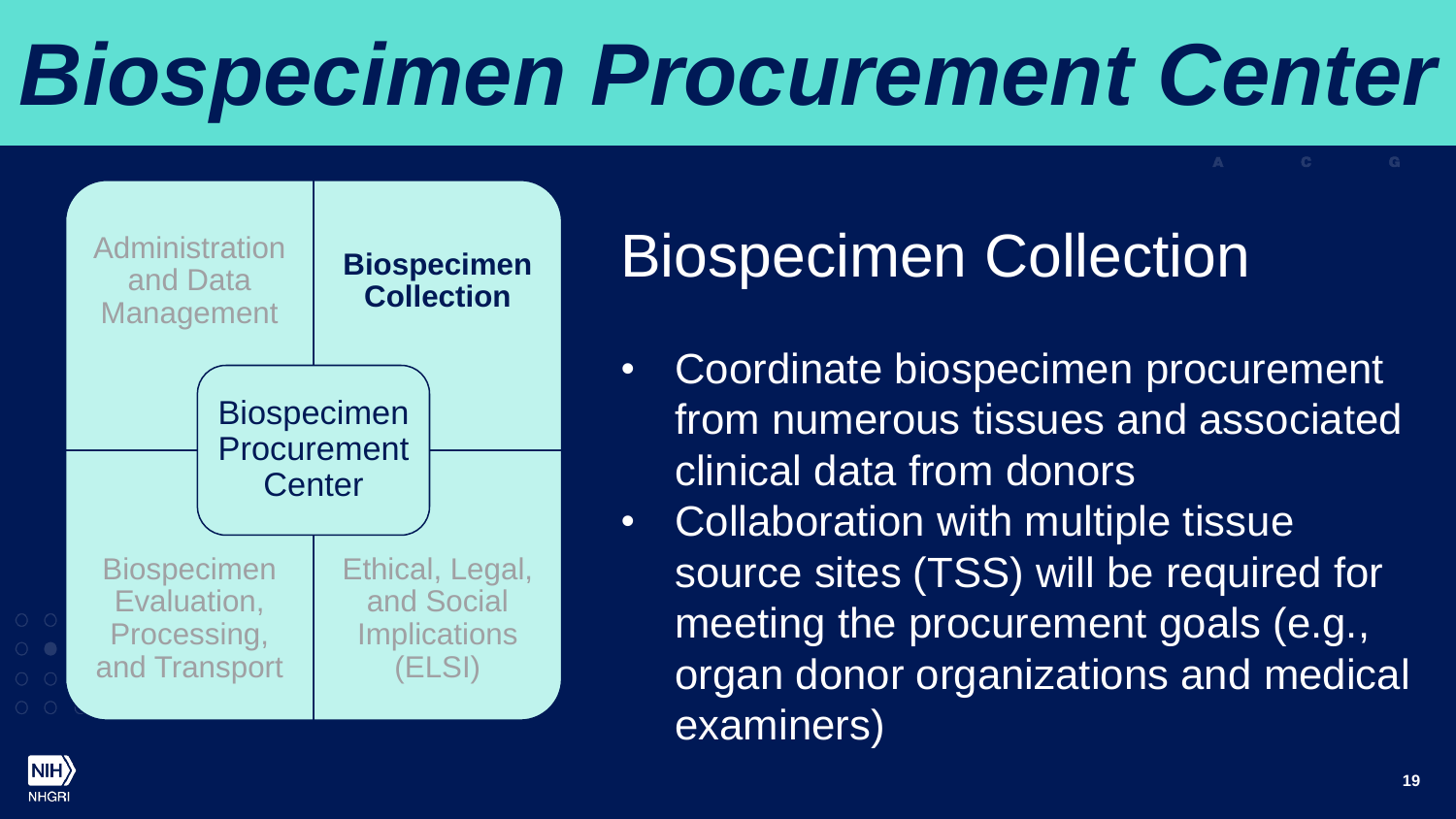# Biospecimen Procurement Center

Administration and Data Management

**Biospecimen Collection**

Biospecimen Procurement Center

Biospecimen Evaluation, Processing, and Transport

Ethical, Legal, and Social Implications (ELSI)

## Biospecimen Collection

- Coordinate biospecimen procurement from numerous tissues and associated clinical data from donors
- Collaboration with multiple tissue source sites (TSS) will be required for meeting the procurement goals (e.g., organ donor organizations and medical examiners)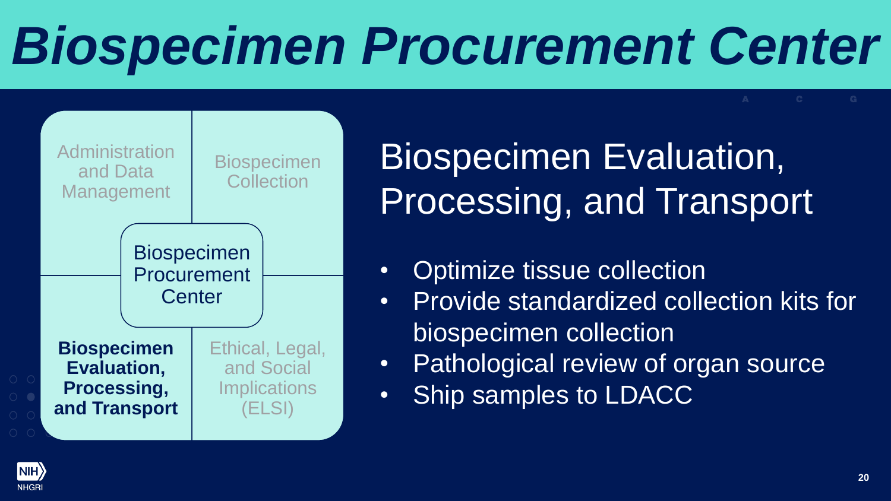# Biospecimen Procurement Center

Administration and Data Management

Biospecimen Collection

Biospecimen Procurement Center

**Biospecimen Evaluation, Processing, and Transport**

Ethical, Legal, and Social Implications (ELSI)

## Biospecimen Evaluation, Processing, and Transport

- Optimize tissue collection
- Provide standardized collection kits for biospecimen collection
- Pathological review of organ source
- Ship samples to LDACC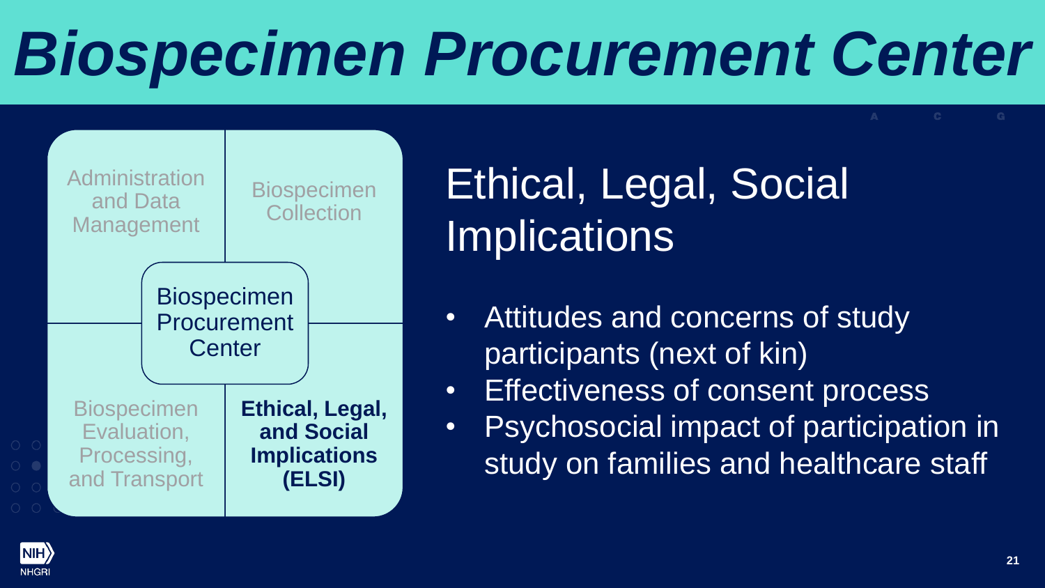# Biospecimen Procurement Center

| Administration and Data Management | Biospecimen Collection |
| --- | --- |
| Biospecimen Evaluation, Processing, and Transport | **Ethical, Legal, and Social Implications (ELSI)** |

Biospecimen Procurement Center

## Ethical, Legal, Social Implications

- Attitudes and concerns of study participants (next of kin)
- Effectiveness of consent process
- Psychosocial impact of participation in study on families and healthcare staff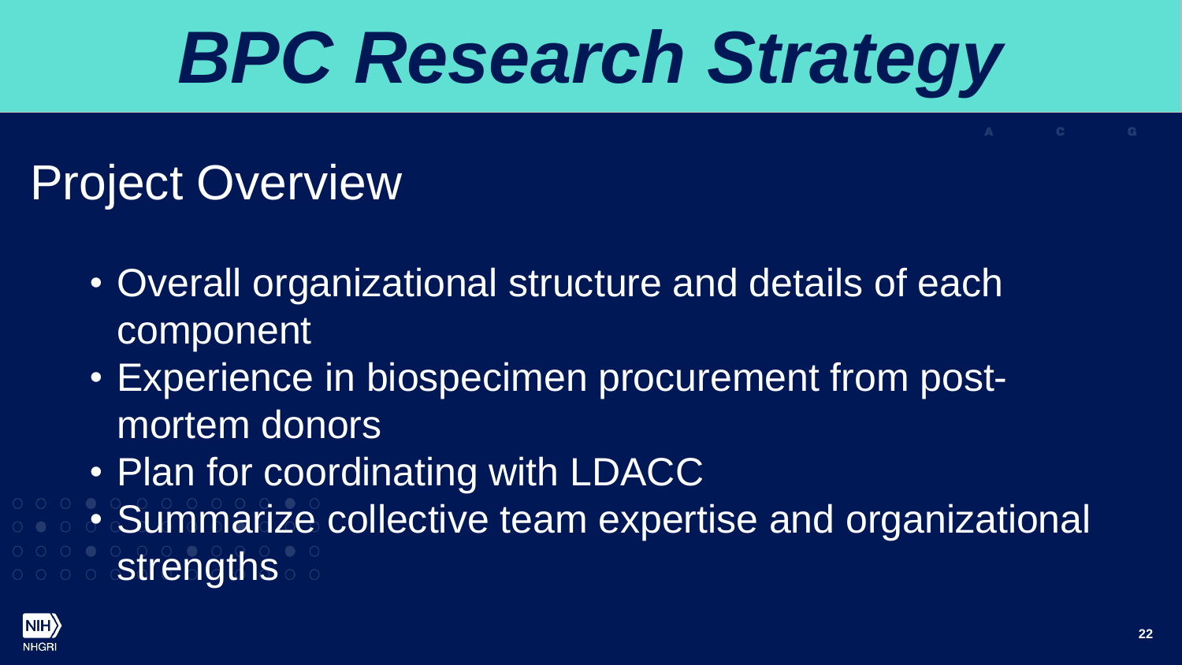# BPC Research Strategy

## Project Overview

- Overall organizational structure and details of each component
- Experience in biospecimen procurement from post-mortem donors
- Plan for coordinating with LDACC
- Summarize collective team expertise and organizational strengths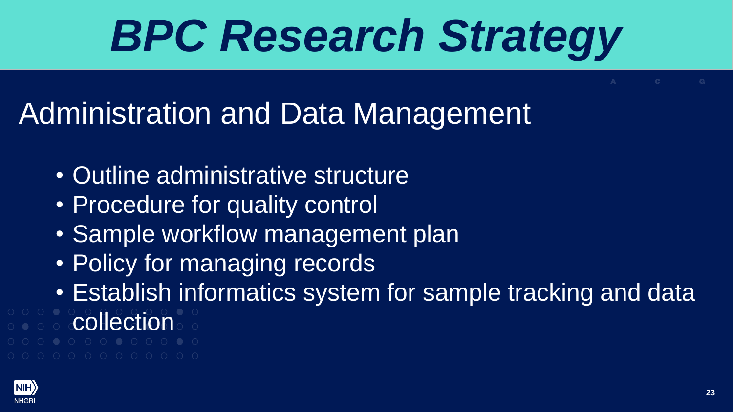# BPC Research Strategy

## Administration and Data Management

- Outline administrative structure
- Procedure for quality control
- Sample workflow management plan
- Policy for managing records
- Establish informatics system for sample tracking and data collection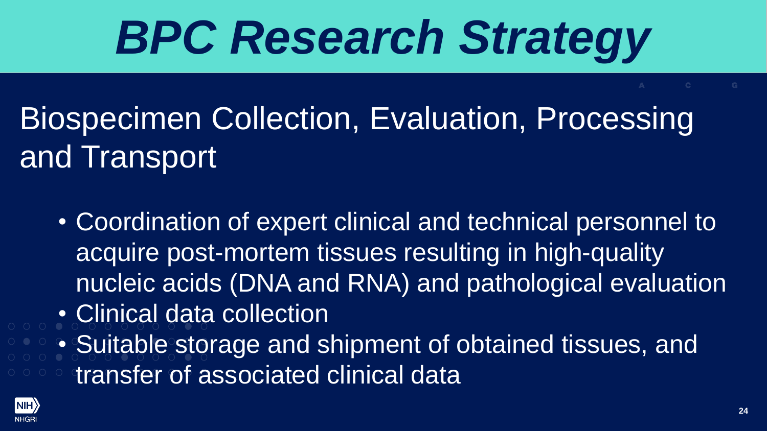# BPC Research Strategy

## Biospecimen Collection, Evaluation, Processing and Transport

- Coordination of expert clinical and technical personnel to acquire post-mortem tissues resulting in high-quality nucleic acids (DNA and RNA) and pathological evaluation
- Clinical data collection
- Suitable storage and shipment of obtained tissues, and transfer of associated clinical data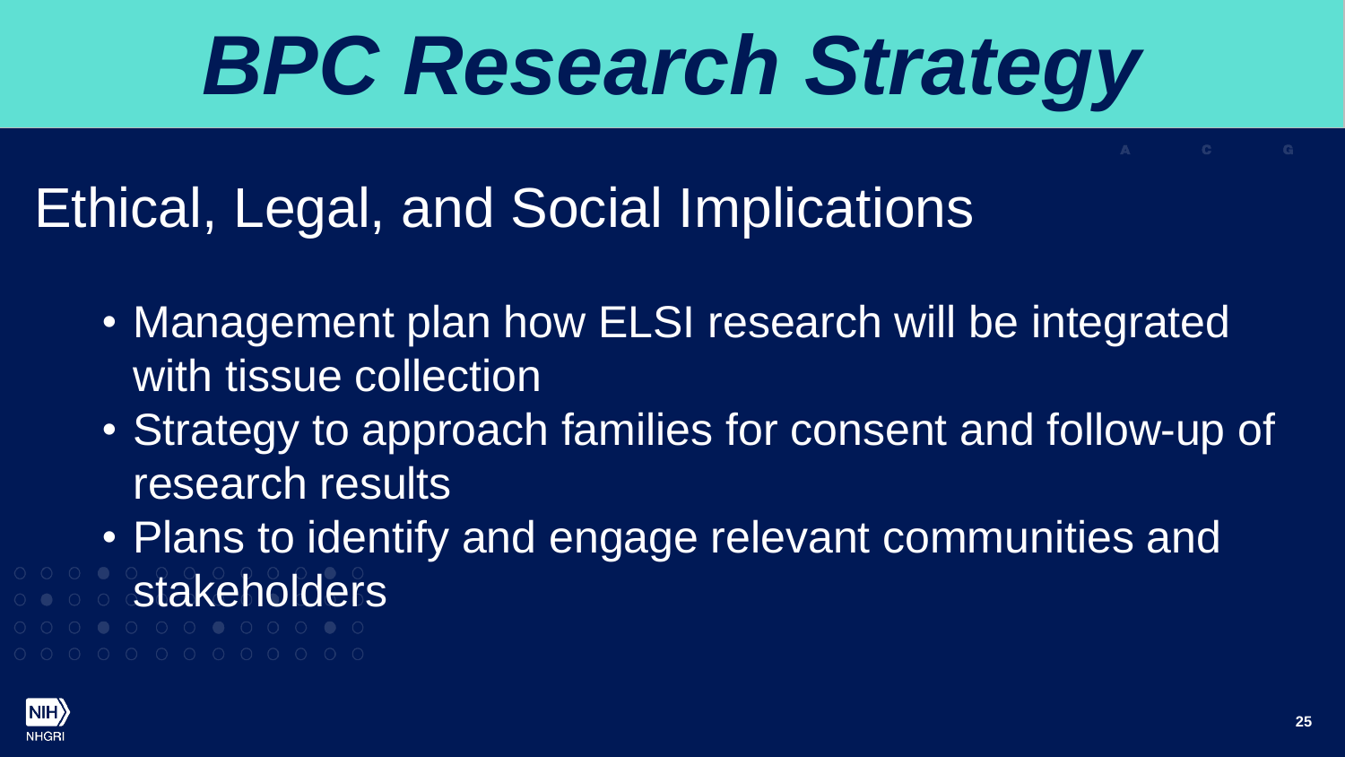# BPC Research Strategy

## Ethical, Legal, and Social Implications

- Management plan how ELSI research will be integrated with tissue collection
- Strategy to approach families for consent and follow-up of research results
- Plans to identify and engage relevant communities and stakeholders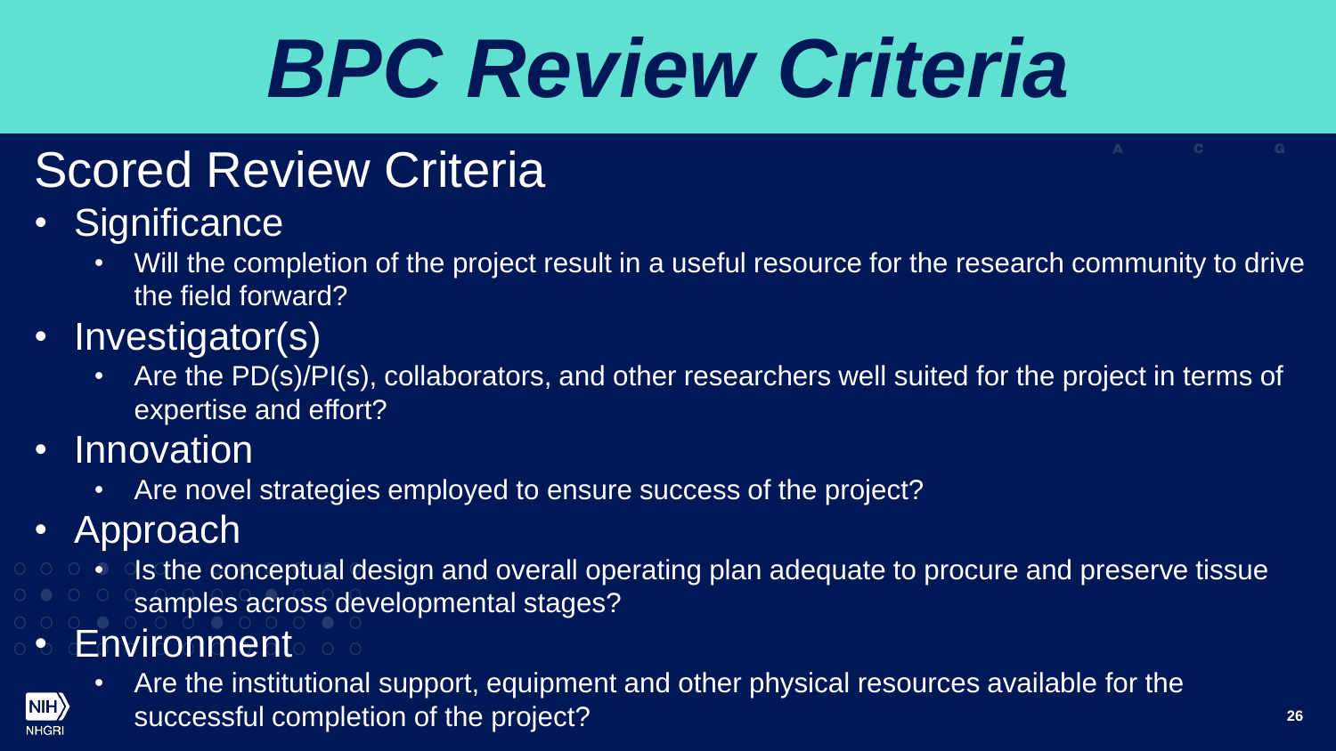# BPC Review Criteria

## Scored Review Criteria

- Significance
  - Will the completion of the project result in a useful resource for the research community to drive the field forward?
- Investigator(s)
  - Are the PD(s)/PI(s), collaborators, and other researchers well suited for the project in terms of expertise and effort?
- Innovation
  - Are novel strategies employed to ensure success of the project?
- Approach
  - Is the conceptual design and overall operating plan adequate to procure and preserve tissue samples across developmental stages?
- Environment
  - Are the institutional support, equipment and other physical resources available for the successful completion of the project?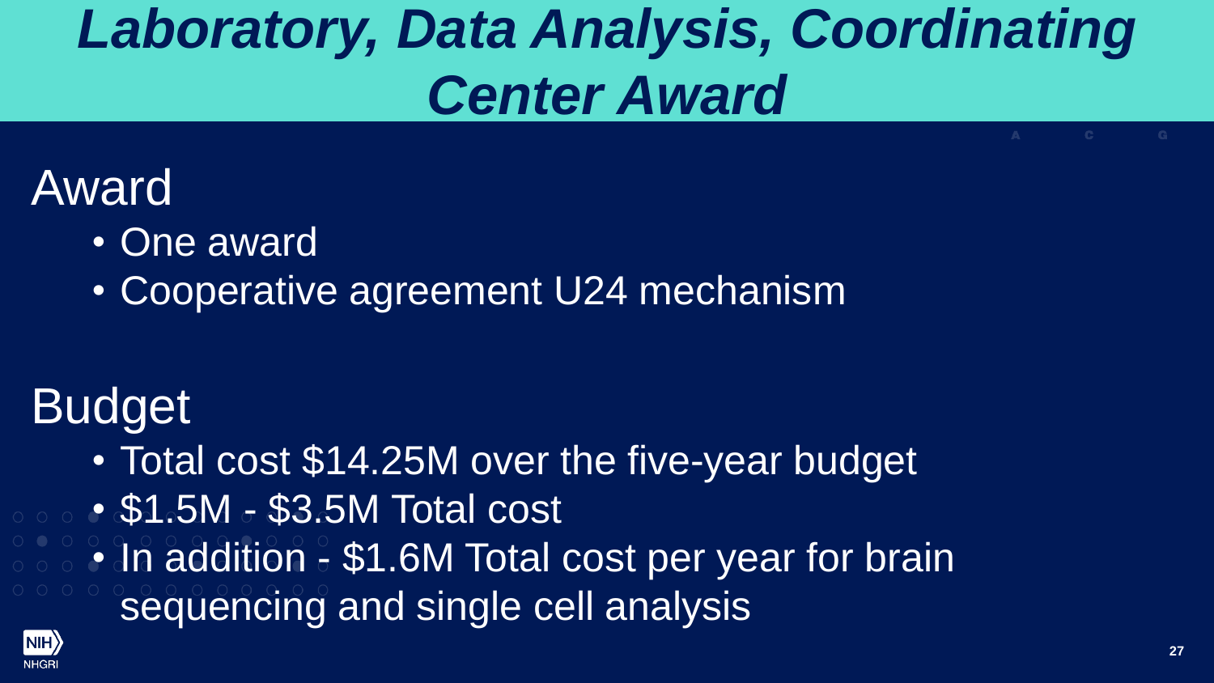# *Laboratory, Data Analysis, Coordinating Center Award*

## Award

- One award
- Cooperative agreement U24 mechanism

## Budget

- Total cost $14.25M over the five-year budget
- $1.5M - $3.5M Total cost
- In addition - $1.6M Total cost per year for brain sequencing and single cell analysis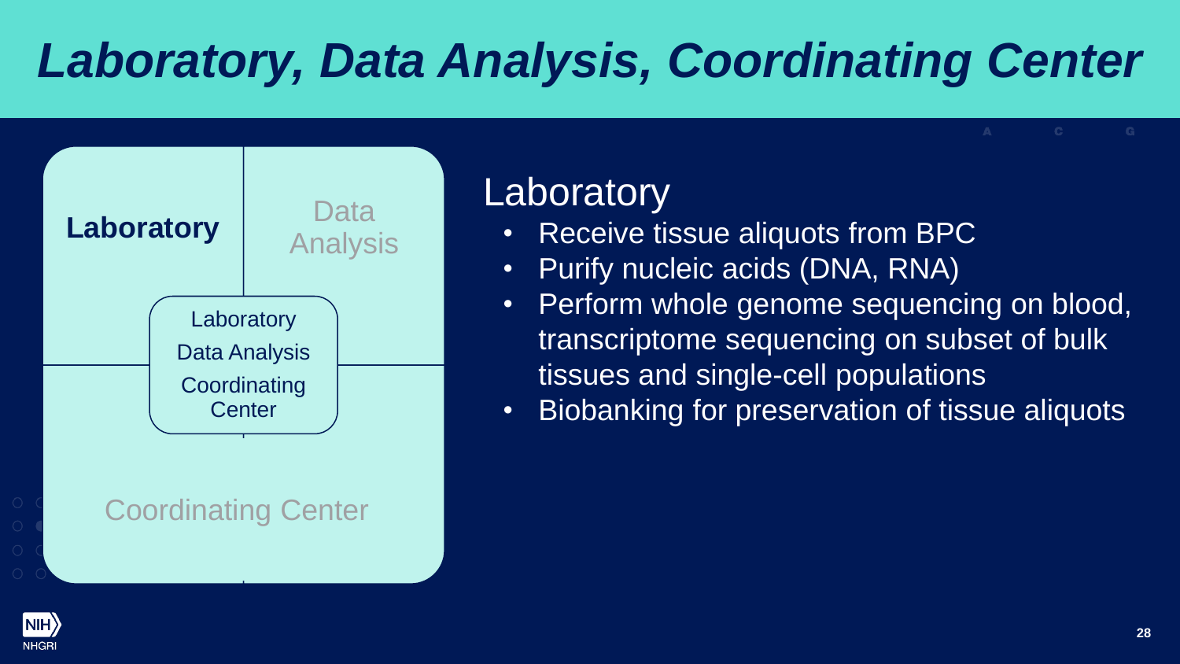# Laboratory, Data Analysis, Coordinating Center

**Laboratory** | Data Analysis

Laboratory
Data Analysis
Coordinating Center

Coordinating Center

## Laboratory

- Receive tissue aliquots from BPC
- Purify nucleic acids (DNA, RNA)
- Perform whole genome sequencing on blood, transcriptome sequencing on subset of bulk tissues and single-cell populations
- Biobanking for preservation of tissue aliquots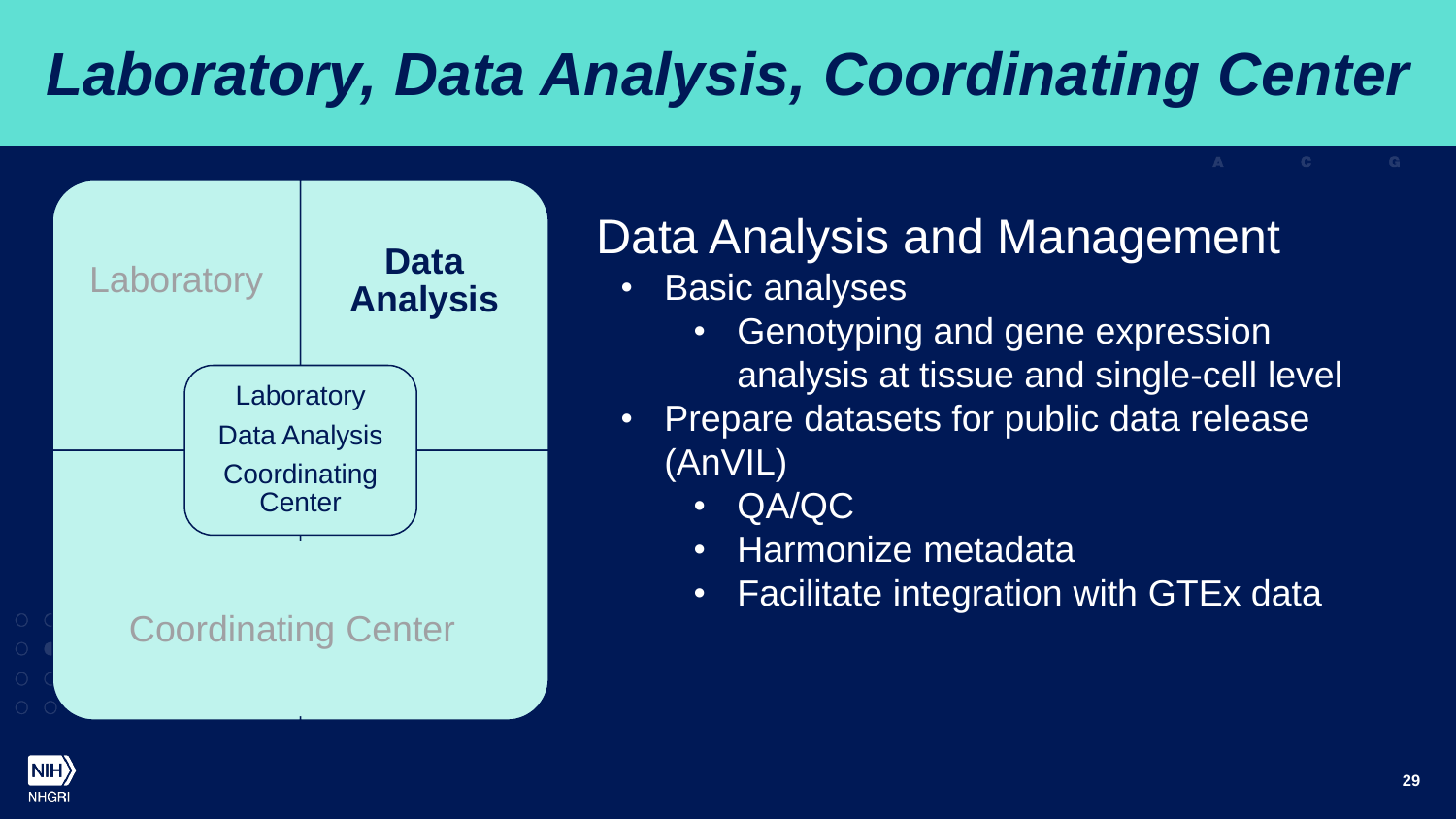# Laboratory, Data Analysis, Coordinating Center

Laboratory | **Data Analysis**

Laboratory
Data Analysis
Coordinating Center

Coordinating Center

## Data Analysis and Management

- Basic analyses
  - Genotyping and gene expression analysis at tissue and single-cell level
- Prepare datasets for public data release (AnVIL)
  - QA/QC
  - Harmonize metadata
  - Facilitate integration with GTEx data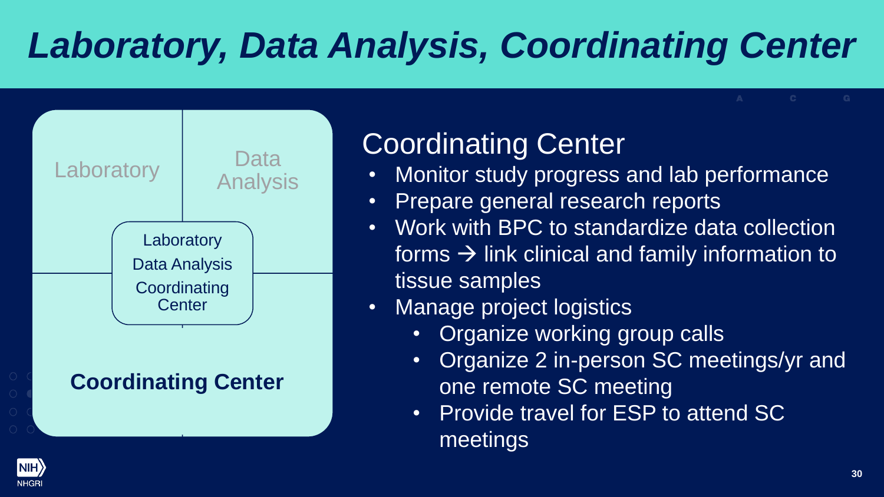# Laboratory, Data Analysis, Coordinating Center

Laboratory | Data Analysis

Laboratory Data Analysis Coordinating Center

**Coordinating Center**

## Coordinating Center

- Monitor study progress and lab performance
- Prepare general research reports
- Work with BPC to standardize data collection forms → link clinical and family information to tissue samples
- Manage project logistics
  - Organize working group calls
  - Organize 2 in-person SC meetings/yr and one remote SC meeting
  - Provide travel for ESP to attend SC meetings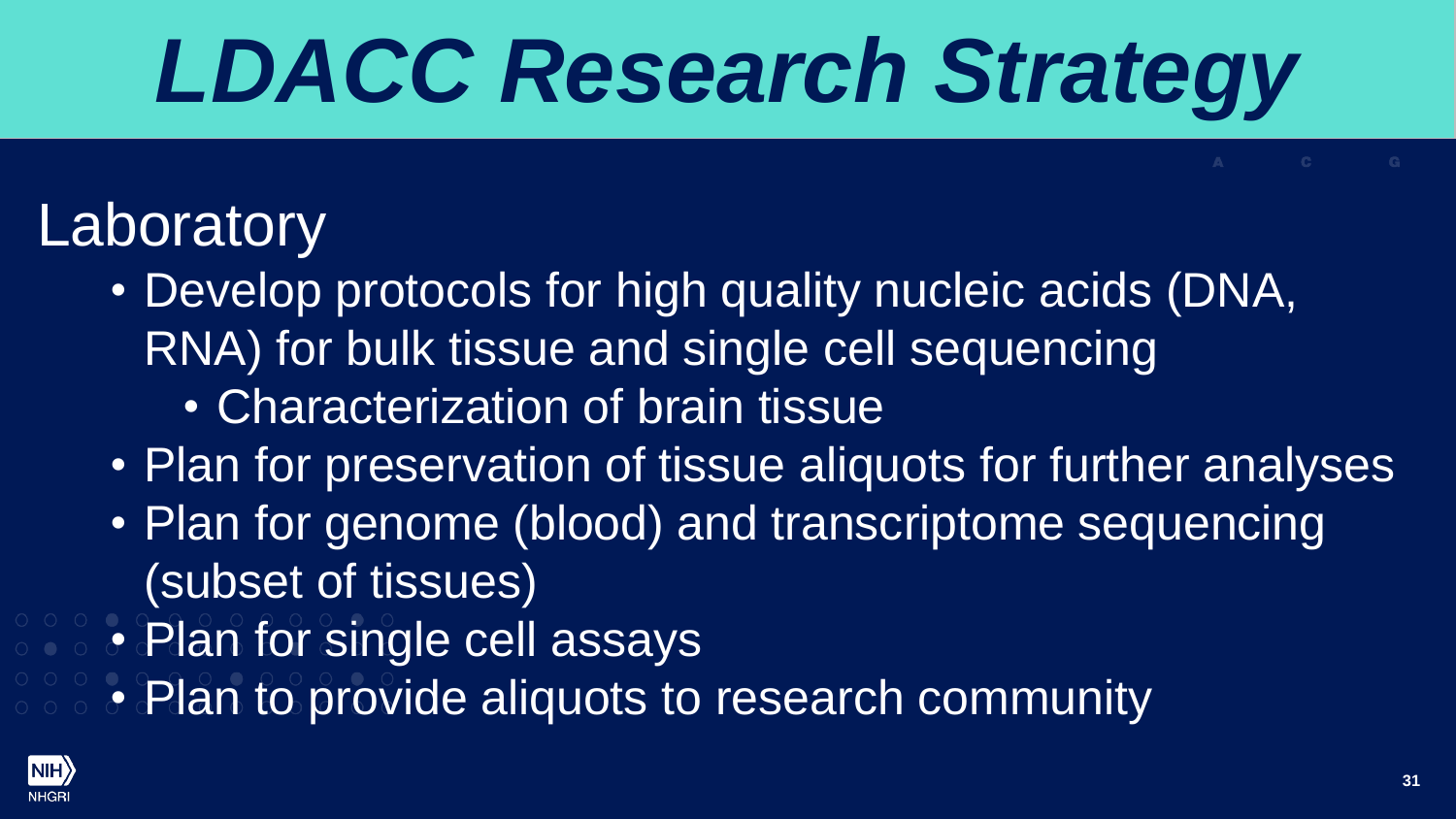# LDACC Research Strategy

## Laboratory

- Develop protocols for high quality nucleic acids (DNA, RNA) for bulk tissue and single cell sequencing
  - Characterization of brain tissue
- Plan for preservation of tissue aliquots for further analyses
- Plan for genome (blood) and transcriptome sequencing (subset of tissues)
- Plan for single cell assays
- Plan to provide aliquots to research community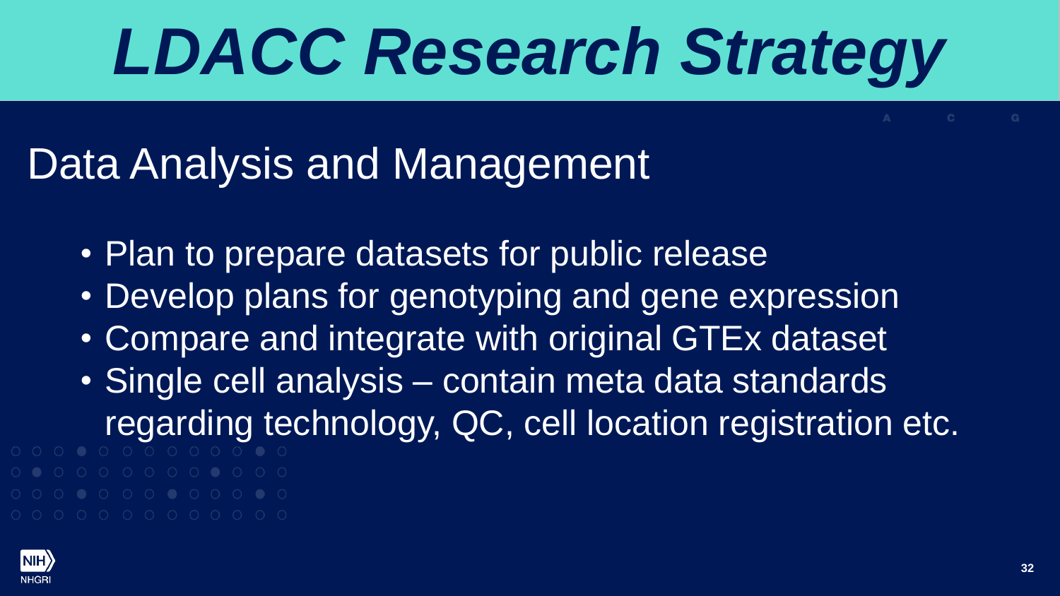# *LDACC Research Strategy*

## Data Analysis and Management

- Plan to prepare datasets for public release
- Develop plans for genotyping and gene expression
- Compare and integrate with original GTEx dataset
- Single cell analysis – contain meta data standards regarding technology, QC, cell location registration etc.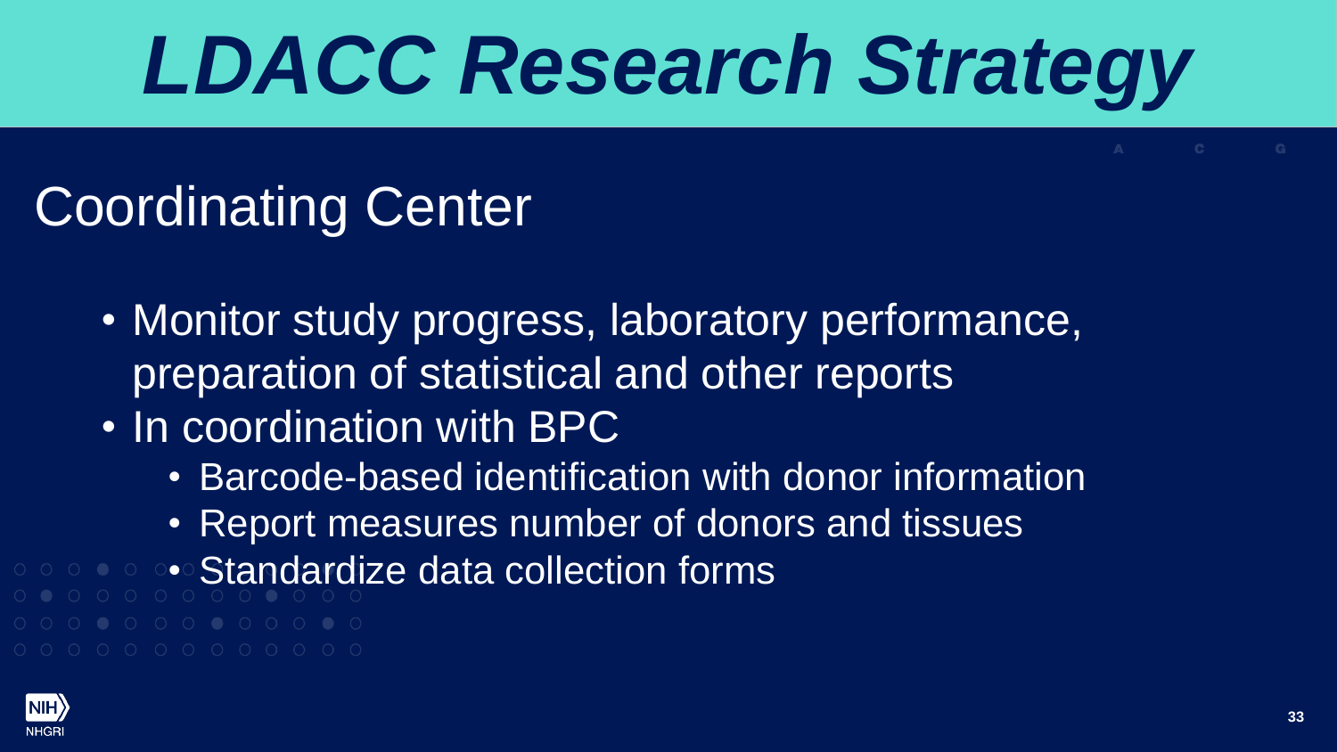# *LDACC Research Strategy*

## Coordinating Center

- Monitor study progress, laboratory performance, preparation of statistical and other reports
- In coordination with BPC
  - Barcode-based identification with donor information
  - Report measures number of donors and tissues
  - Standardize data collection forms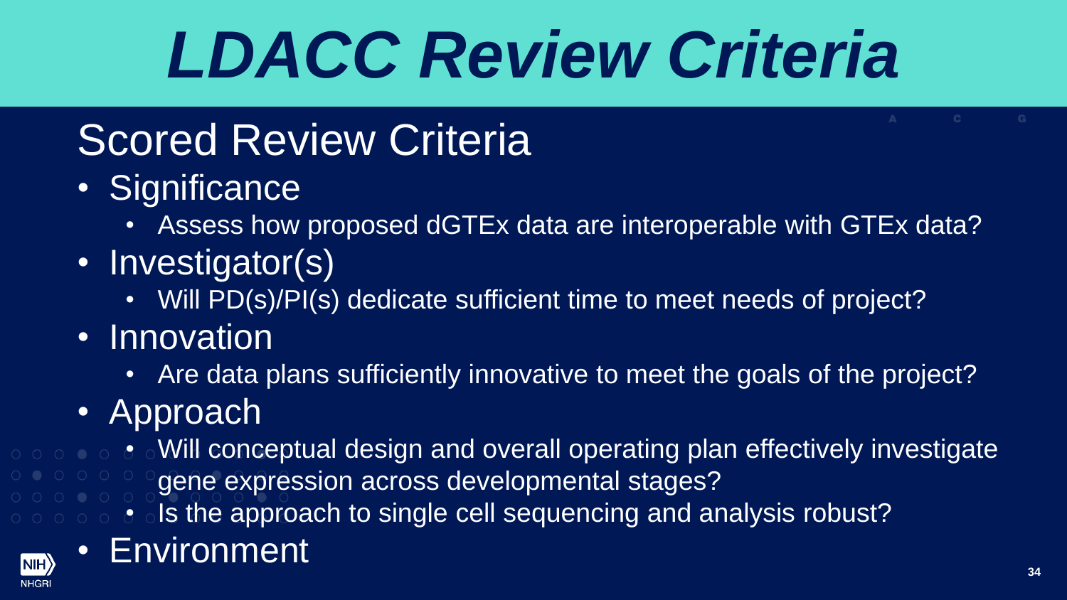# *LDACC Review Criteria*

## Scored Review Criteria

- Significance
  - Assess how proposed dGTEx data are interoperable with GTEx data?
- Investigator(s)
  - Will PD(s)/PI(s) dedicate sufficient time to meet needs of project?
- Innovation
  - Are data plans sufficiently innovative to meet the goals of the project?
- Approach
  - Will conceptual design and overall operating plan effectively investigate gene expression across developmental stages?
  - Is the approach to single cell sequencing and analysis robust?
- Environment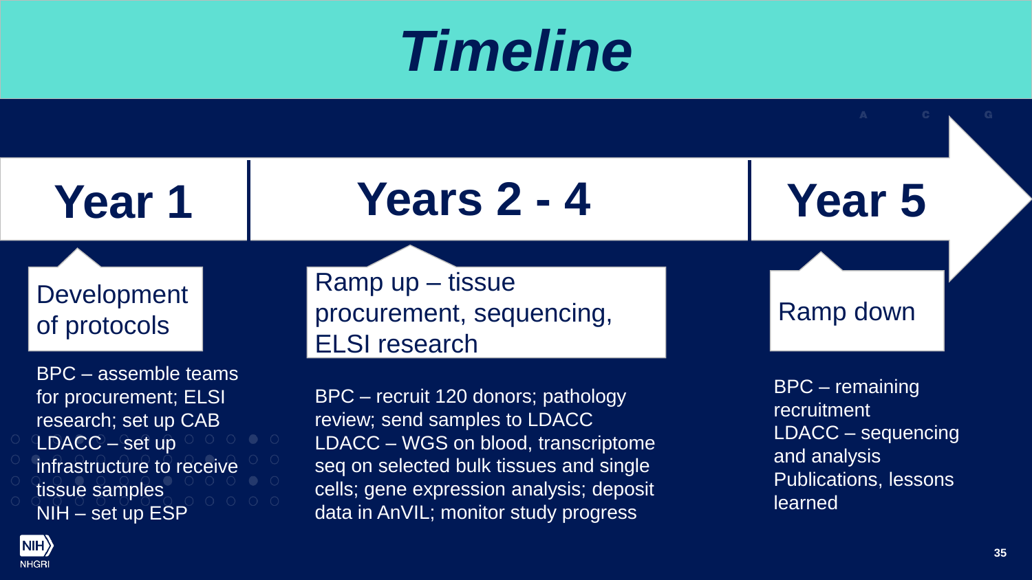# Timeline

## Year 1

**Development of protocols**

BPC – assemble teams for procurement; ELSI research; set up CAB
LDACC – set up infrastructure to receive tissue samples
NIH – set up ESP

## Years 2 - 4

**Ramp up – tissue procurement, sequencing, ELSI research**

BPC – recruit 120 donors; pathology review; send samples to LDACC
LDACC – WGS on blood, transcriptome seq on selected bulk tissues and single cells; gene expression analysis; deposit data in AnVIL; monitor study progress

## Year 5

**Ramp down**

BPC – remaining recruitment
LDACC – sequencing and analysis
Publications, lessons learned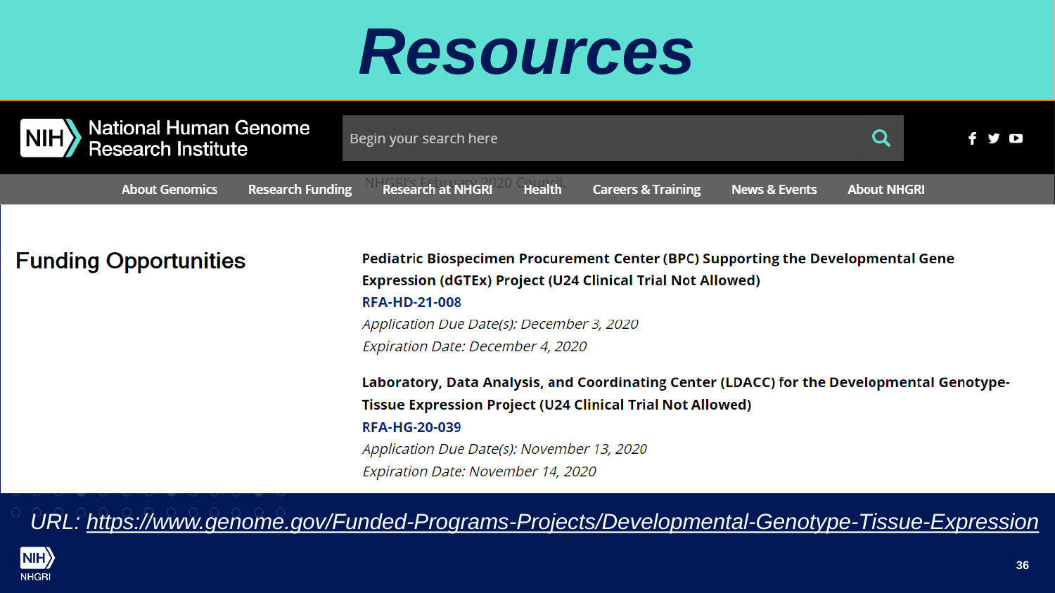# Resources

National Human Genome Research Institute

Begin your search here

About Genomics | Research Funding | Research at NHGRI | Health | Careers & Training | News & Events | About NHGRI

## Funding Opportunities

**Pediatric Biospecimen Procurement Center (BPC) Supporting the Developmental Gene Expression (dGTEx) Project (U24 Clinical Trial Not Allowed)**

RFA-HD-21-008

*Application Due Date(s): December 3, 2020*

*Expiration Date: December 4, 2020*

**Laboratory, Data Analysis, and Coordinating Center (LDACC) for the Developmental Genotype-Tissue Expression Project (U24 Clinical Trial Not Allowed)**

RFA-HG-20-039

*Application Due Date(s): November 13, 2020*

*Expiration Date: November 14, 2020*

URL: https://www.genome.gov/Funded-Programs-Projects/Developmental-Genotype-Tissue-Expression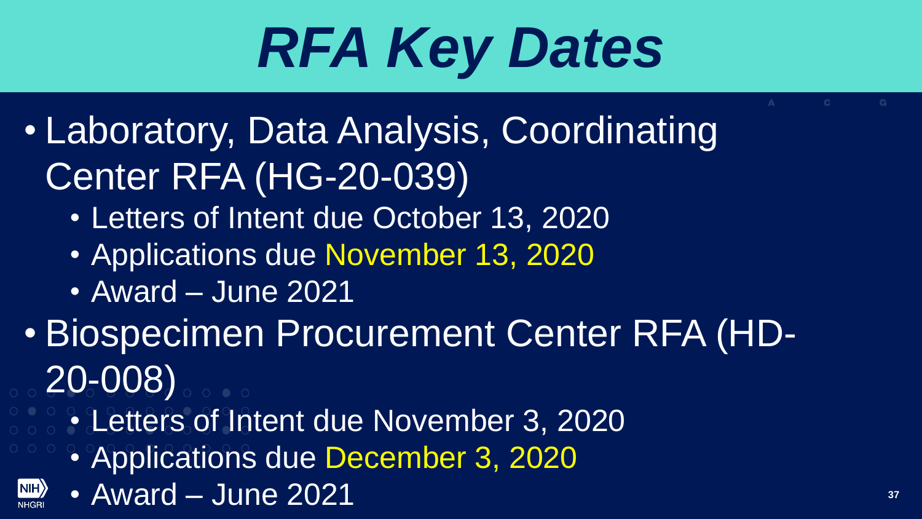# RFA Key Dates

- Laboratory, Data Analysis, Coordinating Center RFA (HG-20-039)
  - Letters of Intent due October 13, 2020
  - Applications due November 13, 2020
  - Award – June 2021
- Biospecimen Procurement Center RFA (HD-20-008)
  - Letters of Intent due November 3, 2020
  - Applications due December 3, 2020
  - Award – June 2021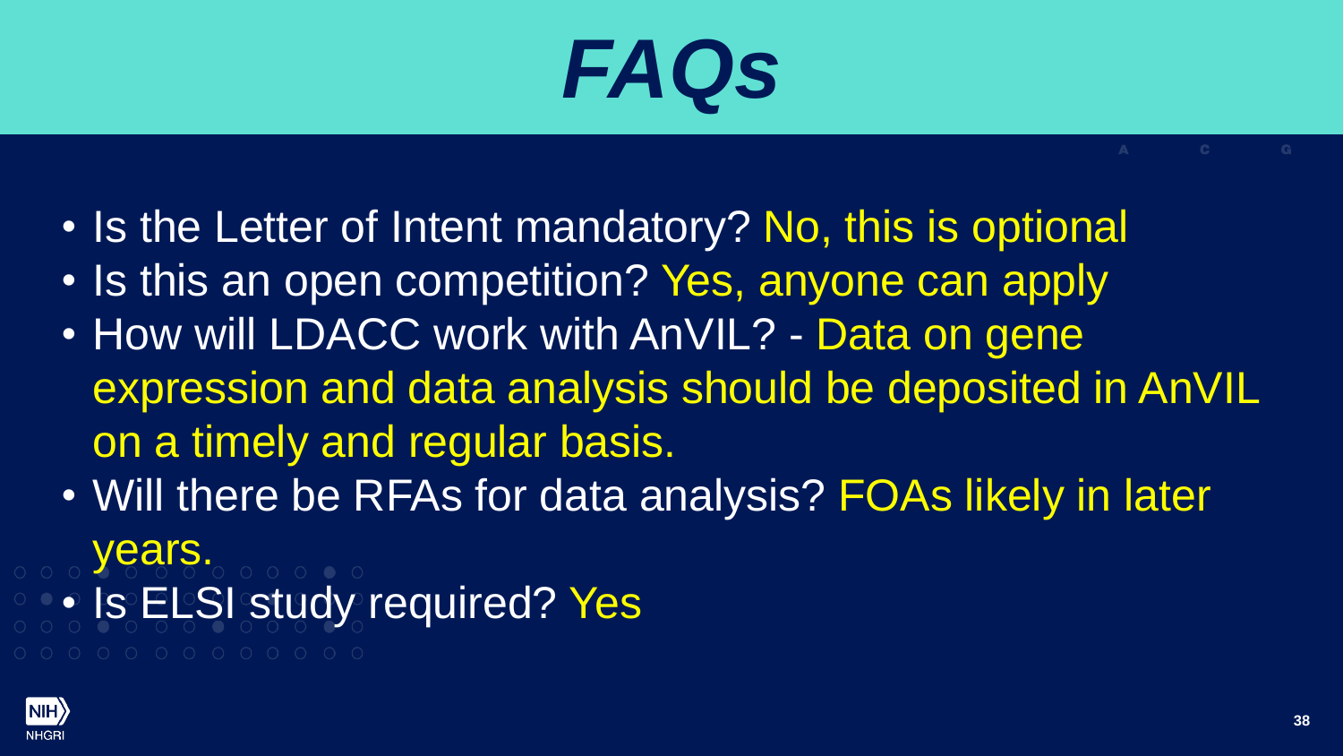# *FAQs*

- Is the Letter of Intent mandatory? No, this is optional
- Is this an open competition? Yes, anyone can apply
- How will LDACC work with AnVIL? - Data on gene expression and data analysis should be deposited in AnVIL on a timely and regular basis.
- Will there be RFAs for data analysis? FOAs likely in later years.
- Is ELSI study required? Yes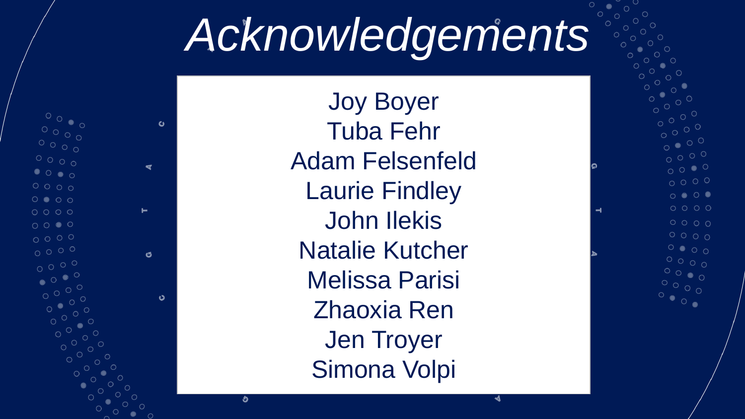# Acknowledgements

Joy Boyer
Tuba Fehr
Adam Felsenfeld
Laurie Findley
John Ilekis
Natalie Kutcher
Melissa Parisi
Zhaoxia Ren
Jen Troyer
Simona Volpi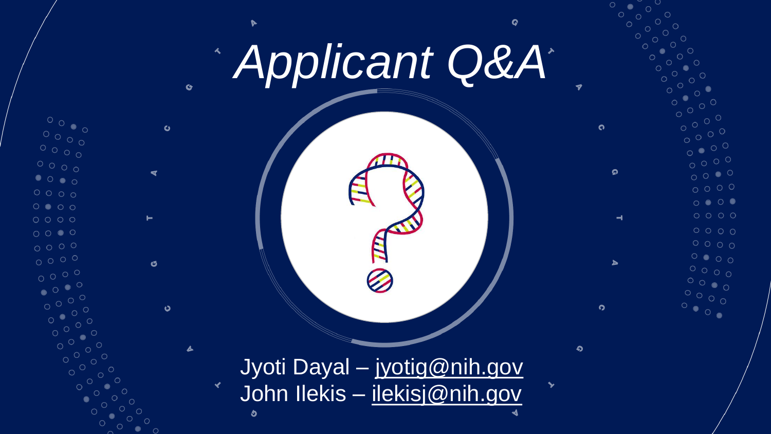# *Applicant Q&A*

Jyoti Dayal – jyotig@nih.gov
John Ilekis – ilekisj@nih.gov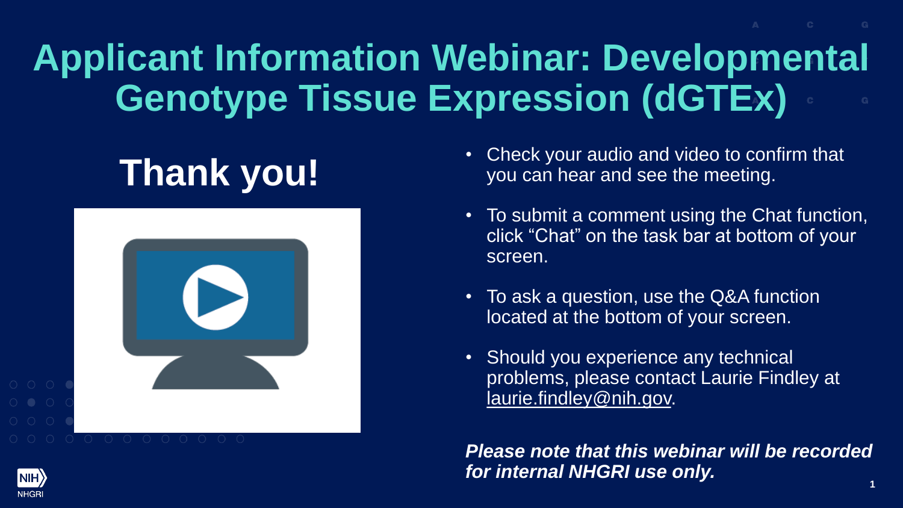# Applicant Information Webinar: Developmental Genotype Tissue Expression (dGTEx)

## Thank you!

- Check your audio and video to confirm that you can hear and see the meeting.
- To submit a comment using the Chat function, click “Chat” on the task bar at bottom of your screen.
- To ask a question, use the Q&A function located at the bottom of your screen.
- Should you experience any technical problems, please contact Laurie Findley at laurie.findley@nih.gov.

***Please note that this webinar will be recorded for internal NHGRI use only.***